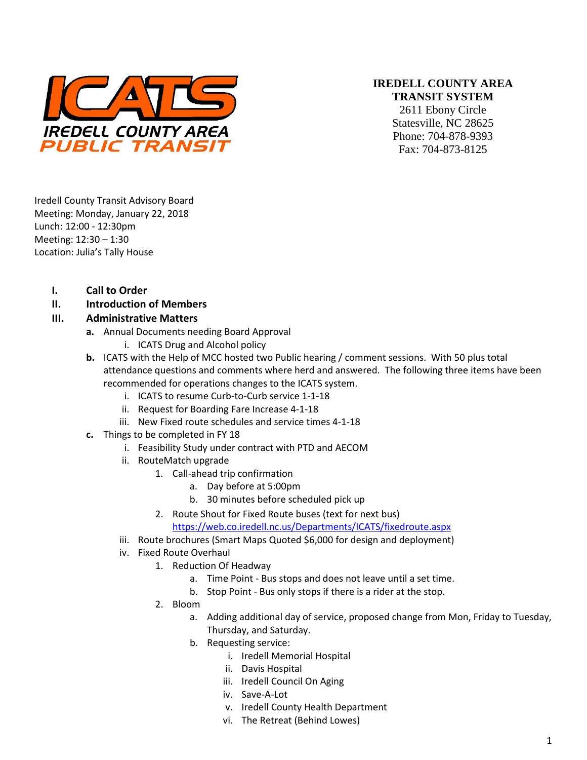**IREDELL COUNTY AREA TRANSIT SYSTEM**
2611 Ebony Circle
Statesville, NC 28625
Phone: 704-878-9393
Fax: 704-873-8125

Iredell County Transit Advisory Board
Meeting: Monday, January 22, 2018
Lunch: 12:00 - 12:30pm
Meeting: 12:30 – 1:30
Location: Julia's Tally House

**I. Call to Order**

**II. Introduction of Members**

**III. Administrative Matters**

- **a.** Annual Documents needing Board Approval
  - i. ICATS Drug and Alcohol policy
- **b.** ICATS with the Help of MCC hosted two Public hearing / comment sessions. With 50 plus total attendance questions and comments where herd and answered. The following three items have been recommended for operations changes to the ICATS system.
  - i. ICATS to resume Curb-to-Curb service 1-1-18
  - ii. Request for Boarding Fare Increase 4-1-18
  - iii. New Fixed route schedules and service times 4-1-18
- **c.** Things to be completed in FY 18
  - i. Feasibility Study under contract with PTD and AECOM
  - ii. RouteMatch upgrade
    1. Call-ahead trip confirmation
       - a. Day before at 5:00pm
       - b. 30 minutes before scheduled pick up
    2. Route Shout for Fixed Route buses (text for next bus)
       https://web.co.iredell.nc.us/Departments/ICATS/fixedroute.aspx
  - iii. Route brochures (Smart Maps Quoted $6,000 for design and deployment)
  - iv. Fixed Route Overhaul
    1. Reduction Of Headway
       - a. Time Point - Bus stops and does not leave until a set time.
       - b. Stop Point - Bus only stops if there is a rider at the stop.
    2. Bloom
       - a. Adding additional day of service, proposed change from Mon, Friday to Tuesday, Thursday, and Saturday.
       - b. Requesting service:
         - i. Iredell Memorial Hospital
         - ii. Davis Hospital
         - iii. Iredell Council On Aging
         - iv. Save-A-Lot
         - v. Iredell County Health Department
         - vi. The Retreat (Behind Lowes)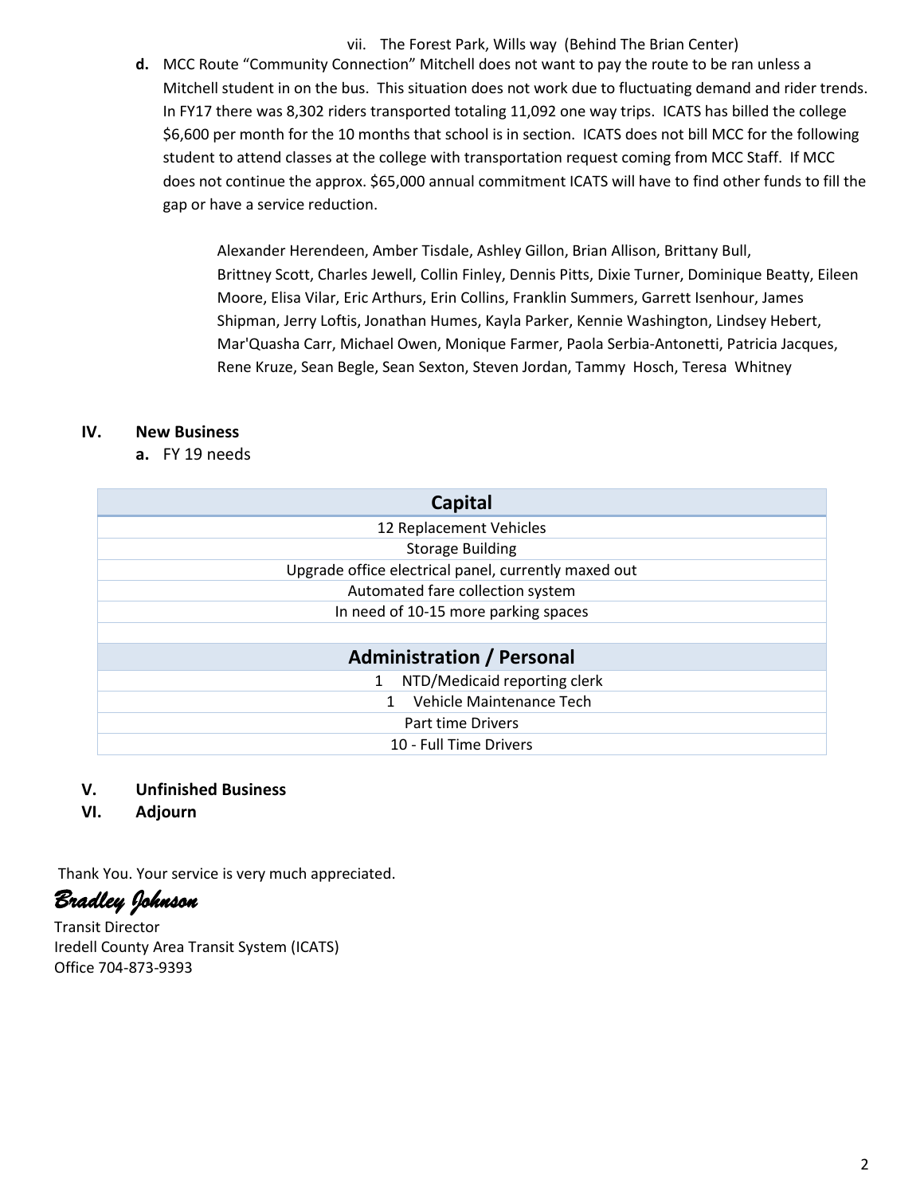vii. The Forest Park, Wills way (Behind The Brian Center)

**d.** MCC Route "Community Connection" Mitchell does not want to pay the route to be ran unless a Mitchell student in on the bus. This situation does not work due to fluctuating demand and rider trends. In FY17 there was 8,302 riders transported totaling 11,092 one way trips. ICATS has billed the college $6,600 per month for the 10 months that school is in section. ICATS does not bill MCC for the following student to attend classes at the college with transportation request coming from MCC Staff. If MCC does not continue the approx. $65,000 annual commitment ICATS will have to find other funds to fill the gap or have a service reduction.

Alexander Herendeen, Amber Tisdale, Ashley Gillon, Brian Allison, Brittany Bull, Brittney Scott, Charles Jewell, Collin Finley, Dennis Pitts, Dixie Turner, Dominique Beatty, Eileen Moore, Elisa Vilar, Eric Arthurs, Erin Collins, Franklin Summers, Garrett Isenhour, James Shipman, Jerry Loftis, Jonathan Humes, Kayla Parker, Kennie Washington, Lindsey Hebert, Mar'Quasha Carr, Michael Owen, Monique Farmer, Paola Serbia-Antonetti, Patricia Jacques, Rene Kruze, Sean Begle, Sean Sexton, Steven Jordan, Tammy Hosch, Teresa Whitney

## IV. New Business

**a.** FY 19 needs

| Capital |
| --- |
| 12 Replacement Vehicles |
| Storage Building |
| Upgrade office electrical panel, currently maxed out |
| Automated fare collection system |
| In need of 10-15 more parking spaces |
| |
| **Administration / Personal** |
| 1 NTD/Medicaid reporting clerk |
| 1 Vehicle Maintenance Tech |
| Part time Drivers |
| 10 - Full Time Drivers |

## V. Unfinished Business

## VI. Adjourn

Thank You. Your service is very much appreciated.

*Bradley Johnson*

Transit Director
Iredell County Area Transit System (ICATS)
Office 704-873-9393